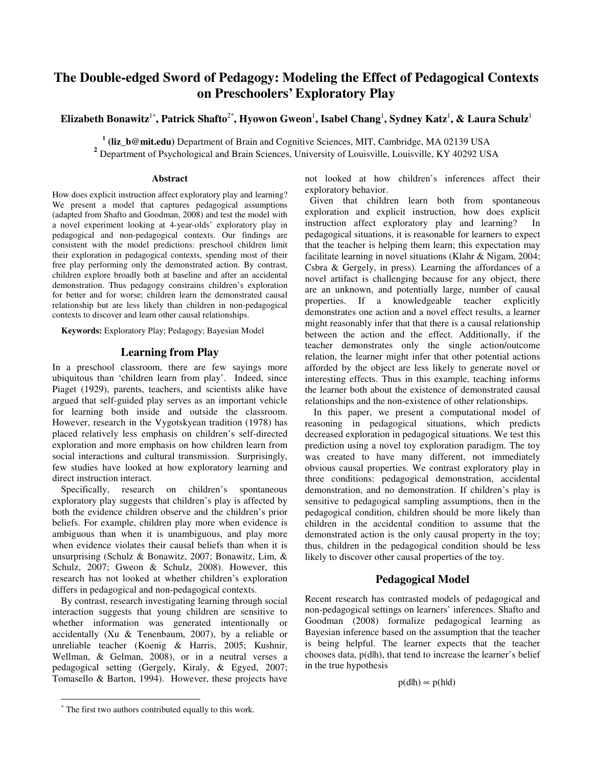# The Double-edged Sword of Pedagogy: Modeling the Effect of Pedagogical Contexts on Preschoolers' Exploratory Play

**Elizabeth Bonawitz[1*], Patrick Shafto[2*], Hyowon Gweon[1], Isabel Chang[1], Sydney Katz[1], & Laura Schulz[1]**

[1] **(liz_b@mit.edu)** Department of Brain and Cognitive Sciences, MIT, Cambridge, MA 02139 USA
[2] Department of Psychological and Brain Sciences, University of Louisville, Louisville, KY 40292 USA

## Abstract

How does explicit instruction affect exploratory play and learning? We present a model that captures pedagogical assumptions (adapted from Shafto and Goodman, 2008) and test the model with a novel experiment looking at 4-year-olds' exploratory play in pedagogical and non-pedagogical contexts. Our findings are consistent with the model predictions: preschool children limit their exploration in pedagogical contexts, spending most of their free play performing only the demonstrated action. By contrast, children explore broadly both at baseline and after an accidental demonstration. Thus pedagogy constrains children's exploration for better and for worse; children learn the demonstrated causal relationship but are less likely than children in non-pedagogical contexts to discover and learn other causal relationships.

**Keywords:** Exploratory Play; Pedagogy; Bayesian Model

## Learning from Play

In a preschool classroom, there are few sayings more ubiquitous than 'children learn from play'. Indeed, since Piaget (1929), parents, teachers, and scientists alike have argued that self-guided play serves as an important vehicle for learning both inside and outside the classroom. However, research in the Vygotskyean tradition (1978) has placed relatively less emphasis on children's self-directed exploration and more emphasis on how children learn from social interactions and cultural transmission. Surprisingly, few studies have looked at how exploratory learning and direct instruction interact.

Specifically, research on children's spontaneous exploratory play suggests that children's play is affected by both the evidence children observe and the children's prior beliefs. For example, children play more when evidence is ambiguous than when it is unambiguous, and play more when evidence violates their causal beliefs than when it is unsurprising (Schulz & Bonawitz, 2007; Bonawitz, Lim, & Schulz, 2007; Gweon & Schulz, 2008). However, this research has not looked at whether children's exploration differs in pedagogical and non-pedagogical contexts.

By contrast, research investigating learning through social interaction suggests that young children are sensitive to whether information was generated intentionally or accidentally (Xu & Tenenbaum, 2007), by a reliable or unreliable teacher (Koenig & Harris, 2005; Kushnir, Wellman, & Gelman, 2008), or in a neutral verses a pedagogical setting (Gergely, Kiraly, & Egyed, 2007; Tomasello & Barton, 1994). However, these projects have not looked at how children's inferences affect their exploratory behavior.

Given that children learn both from spontaneous exploration and explicit instruction, how does explicit instruction affect exploratory play and learning? In pedagogical situations, it is reasonable for learners to expect that the teacher is helping them learn; this expectation may facilitate learning in novel situations (Klahr & Nigam, 2004; Csbra & Gergely, in press). Learning the affordances of a novel artifact is challenging because for any object, there are an unknown, and potentially large, number of causal properties. If a knowledgeable teacher explicitly demonstrates one action and a novel effect results, a learner might reasonably infer that that there is a causal relationship between the action and the effect. Additionally, if the teacher demonstrates only the single action/outcome relation, the learner might infer that other potential actions afforded by the object are less likely to generate novel or interesting effects. Thus in this example, teaching informs the learner both about the existence of demonstrated causal relationships and the non-existence of other relationships.

In this paper, we present a computational model of reasoning in pedagogical situations, which predicts decreased exploration in pedagogical situations. We test this prediction using a novel toy exploration paradigm. The toy was created to have many different, not immediately obvious causal properties. We contrast exploratory play in three conditions: pedagogical demonstration, accidental demonstration, and no demonstration. If children's play is sensitive to pedagogical sampling assumptions, then in the pedagogical condition, children should be more likely than children in the accidental condition to assume that the demonstrated action is the only causal property in the toy; thus, children in the pedagogical condition should be less likely to discover other causal properties of the toy.

## Pedagogical Model

Recent research has contrasted models of pedagogical and non-pedagogical settings on learners' inferences. Shafto and Goodman (2008) formalize pedagogical learning as Bayesian inference based on the assumption that the teacher is being helpful. The learner expects that the teacher chooses data, $p(d|h)$, that tend to increase the learner's belief in the true hypothesis

$$p(d|h) \propto p(h|d)$$

[*] The first two authors contributed equally to this work.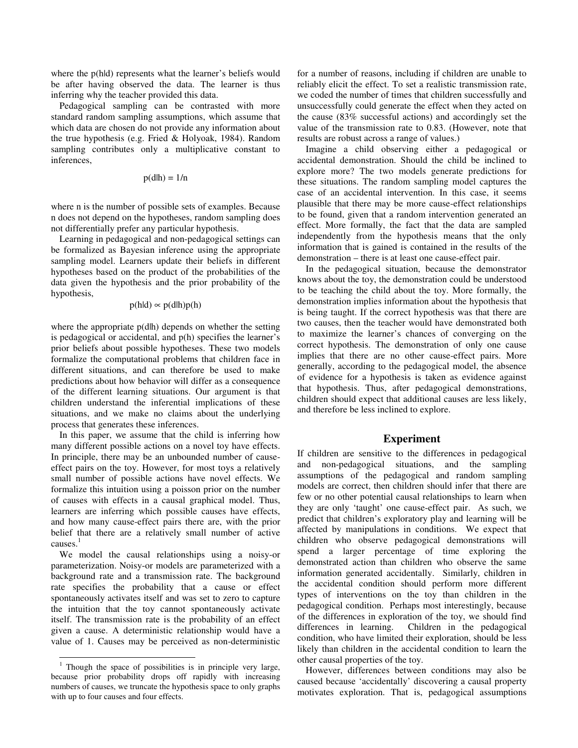where the p(h|d) represents what the learner's beliefs would be after having observed the data. The learner is thus inferring why the teacher provided this data.

Pedagogical sampling can be contrasted with more standard random sampling assumptions, which assume that which data are chosen do not provide any information about the true hypothesis (e.g. Fried & Holyoak, 1984). Random sampling contributes only a multiplicative constant to inferences,

$$p(d|h) = 1/n$$

where n is the number of possible sets of examples. Because n does not depend on the hypotheses, random sampling does not differentially prefer any particular hypothesis.

Learning in pedagogical and non-pedagogical settings can be formalized as Bayesian inference using the appropriate sampling model. Learners update their beliefs in different hypotheses based on the product of the probabilities of the data given the hypothesis and the prior probability of the hypothesis,

$$p(h|d) \propto p(d|h)p(h)$$

where the appropriate p(d|h) depends on whether the setting is pedagogical or accidental, and p(h) specifies the learner's prior beliefs about possible hypotheses. These two models formalize the computational problems that children face in different situations, and can therefore be used to make predictions about how behavior will differ as a consequence of the different learning situations. Our argument is that children understand the inferential implications of these situations, and we make no claims about the underlying process that generates these inferences.

In this paper, we assume that the child is inferring how many different possible actions on a novel toy have effects. In principle, there may be an unbounded number of cause-effect pairs on the toy. However, for most toys a relatively small number of possible actions have novel effects. We formalize this intuition using a poisson prior on the number of causes with effects in a causal graphical model. Thus, learners are inferring which possible causes have effects, and how many cause-effect pairs there are, with the prior belief that there are a relatively small number of active causes.[1]

We model the causal relationships using a noisy-or parameterization. Noisy-or models are parameterized with a background rate and a transmission rate. The background rate specifies the probability that a cause or effect spontaneously activates itself and was set to zero to capture the intuition that the toy cannot spontaneously activate itself. The transmission rate is the probability of an effect given a cause. A deterministic relationship would have a value of 1. Causes may be perceived as non-deterministic for a number of reasons, including if children are unable to reliably elicit the effect. To set a realistic transmission rate, we coded the number of times that children successfully and unsuccessfully could generate the effect when they acted on the cause (83% successful actions) and accordingly set the value of the transmission rate to 0.83. (However, note that results are robust across a range of values.)

Imagine a child observing either a pedagogical or accidental demonstration. Should the child be inclined to explore more? The two models generate predictions for these situations. The random sampling model captures the case of an accidental intervention. In this case, it seems plausible that there may be more cause-effect relationships to be found, given that a random intervention generated an effect. More formally, the fact that the data are sampled independently from the hypothesis means that the only information that is gained is contained in the results of the demonstration – there is at least one cause-effect pair.

In the pedagogical situation, because the demonstrator knows about the toy, the demonstration could be understood to be teaching the child about the toy. More formally, the demonstration implies information about the hypothesis that is being taught. If the correct hypothesis was that there are two causes, then the teacher would have demonstrated both to maximize the learner's chances of converging on the correct hypothesis. The demonstration of only one cause implies that there are no other cause-effect pairs. More generally, according to the pedagogical model, the absence of evidence for a hypothesis is taken as evidence against that hypothesis. Thus, after pedagogical demonstrations, children should expect that additional causes are less likely, and therefore be less inclined to explore.

## Experiment

If children are sensitive to the differences in pedagogical and non-pedagogical situations, and the sampling assumptions of the pedagogical and random sampling models are correct, then children should infer that there are few or no other potential causal relationships to learn when they are only 'taught' one cause-effect pair. As such, we predict that children's exploratory play and learning will be affected by manipulations in conditions. We expect that children who observe pedagogical demonstrations will spend a larger percentage of time exploring the demonstrated action than children who observe the same information generated accidentally. Similarly, children in the accidental condition should perform more different types of interventions on the toy than children in the pedagogical condition. Perhaps most interestingly, because of the differences in exploration of the toy, we should find differences in learning. Children in the pedagogical condition, who have limited their exploration, should be less likely than children in the accidental condition to learn the other causal properties of the toy.

However, differences between conditions may also be caused because 'accidentally' discovering a causal property motivates exploration. That is, pedagogical assumptions

[1] Though the space of possibilities is in principle very large, because prior probability drops off rapidly with increasing numbers of causes, we truncate the hypothesis space to only graphs with up to four causes and four effects.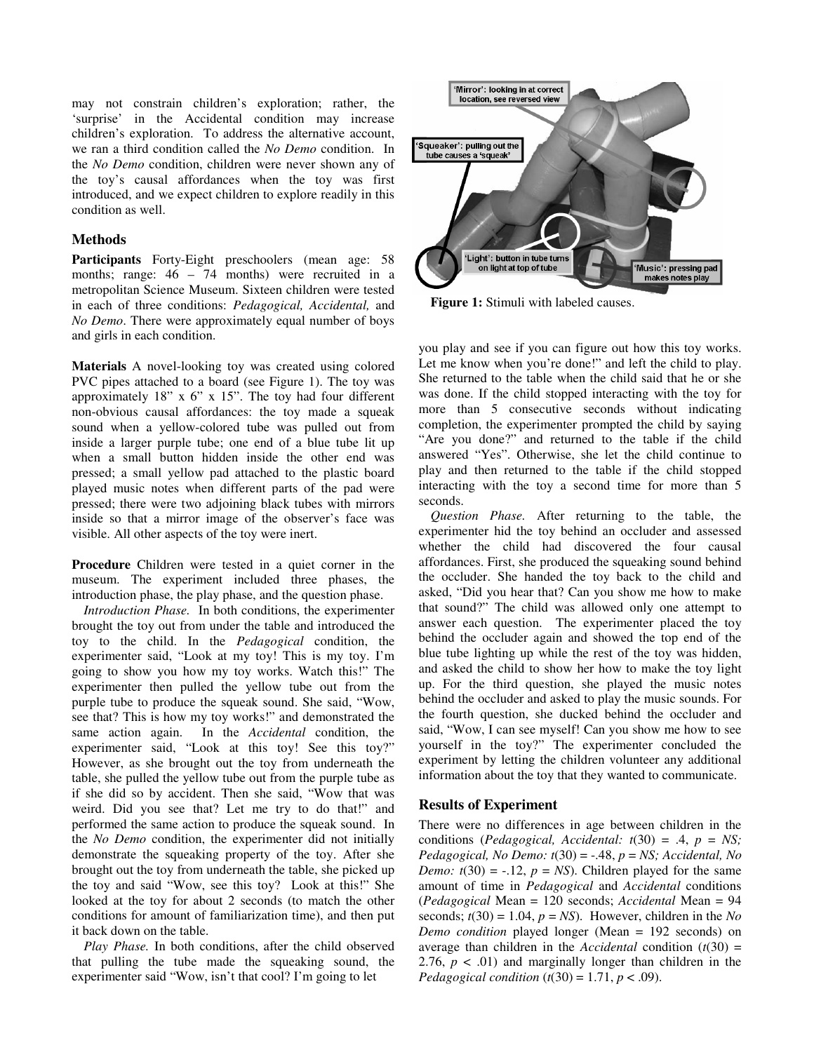may not constrain children's exploration; rather, the 'surprise' in the Accidental condition may increase children's exploration. To address the alternative account, we ran a third condition called the *No Demo* condition. In the *No Demo* condition, children were never shown any of the toy's causal affordances when the toy was first introduced, and we expect children to explore readily in this condition as well.

## Methods

**Participants** Forty-Eight preschoolers (mean age: 58 months; range: 46 – 74 months) were recruited in a metropolitan Science Museum. Sixteen children were tested in each of three conditions: *Pedagogical, Accidental,* and *No Demo*. There were approximately equal number of boys and girls in each condition.

**Materials** A novel-looking toy was created using colored PVC pipes attached to a board (see Figure 1). The toy was approximately 18" x 6" x 15". The toy had four different non-obvious causal affordances: the toy made a squeak sound when a yellow-colored tube was pulled out from inside a larger purple tube; one end of a blue tube lit up when a small button hidden inside the other end was pressed; a small yellow pad attached to the plastic board played music notes when different parts of the pad were pressed; there were two adjoining black tubes with mirrors inside so that a mirror image of the observer's face was visible. All other aspects of the toy were inert.

**Procedure** Children were tested in a quiet corner in the museum. The experiment included three phases, the introduction phase, the play phase, and the question phase.

*Introduction Phase.* In both conditions, the experimenter brought the toy out from under the table and introduced the toy to the child. In the *Pedagogical* condition, the experimenter said, "Look at my toy! This is my toy. I'm going to show you how my toy works. Watch this!" The experimenter then pulled the yellow tube out from the purple tube to produce the squeak sound. She said, "Wow, see that? This is how my toy works!" and demonstrated the same action again. In the *Accidental* condition, the experimenter said, "Look at this toy! See this toy?" However, as she brought out the toy from underneath the table, she pulled the yellow tube out from the purple tube as if she did so by accident. Then she said, "Wow that was weird. Did you see that? Let me try to do that!" and performed the same action to produce the squeak sound. In the *No Demo* condition, the experimenter did not initially demonstrate the squeaking property of the toy. After she brought out the toy from underneath the table, she picked up the toy and said "Wow, see this toy? Look at this!" She looked at the toy for about 2 seconds (to match the other conditions for amount of familiarization time), and then put it back down on the table.

*Play Phase.* In both conditions, after the child observed that pulling the tube made the squeaking sound, the experimenter said "Wow, isn't that cool? I'm going to let you play and see if you can figure out how this toy works. Let me know when you're done!" and left the child to play. She returned to the table when the child said that he or she was done. If the child stopped interacting with the toy for more than 5 consecutive seconds without indicating completion, the experimenter prompted the child by saying "Are you done?" and returned to the table if the child answered "Yes". Otherwise, she let the child continue to play and then returned to the table if the child stopped interacting with the toy a second time for more than 5 seconds.

'Mirror': looking in at correct location, see reversed view

'Squeaker': pulling out the tube causes a 'squeak'

'Light': button in tube turns on light at top of tube

'Music': pressing pad makes notes play

**Figure 1:** Stimuli with labeled causes.

*Question Phase.* After returning to the table, the experimenter hid the toy behind an occluder and assessed whether the child had discovered the four causal affordances. First, she produced the squeaking sound behind the occluder. She handed the toy back to the child and asked, "Did you hear that? Can you show me how to make that sound?" The child was allowed only one attempt to answer each question. The experimenter placed the toy behind the occluder again and showed the top end of the blue tube lighting up while the rest of the toy was hidden, and asked the child to show her how to make the toy light up. For the third question, she played the music notes behind the occluder and asked to play the music sounds. For the fourth question, she ducked behind the occluder and said, "Wow, I can see myself! Can you show me how to see yourself in the toy?" The experimenter concluded the experiment by letting the children volunteer any additional information about the toy that they wanted to communicate.

## Results of Experiment

There were no differences in age between children in the conditions (*Pedagogical, Accidental:* $t(30) = .4$, $p = NS$; *Pedagogical, No Demo:* $t(30) = -.48$, $p = NS$; *Accidental, No Demo:* $t(30) = -.12$, $p = NS$). Children played for the same amount of time in *Pedagogical* and *Accidental* conditions (*Pedagogical* Mean = 120 seconds; *Accidental* Mean = 94 seconds; $t(30) = 1.04$, $p = NS$). However, children in the *No Demo condition* played longer (Mean = 192 seconds) on average than children in the *Accidental* condition ($t(30) = 2.76$, $p < .01$) and marginally longer than children in the *Pedagogical condition* ($t(30) = 1.71$, $p < .09$).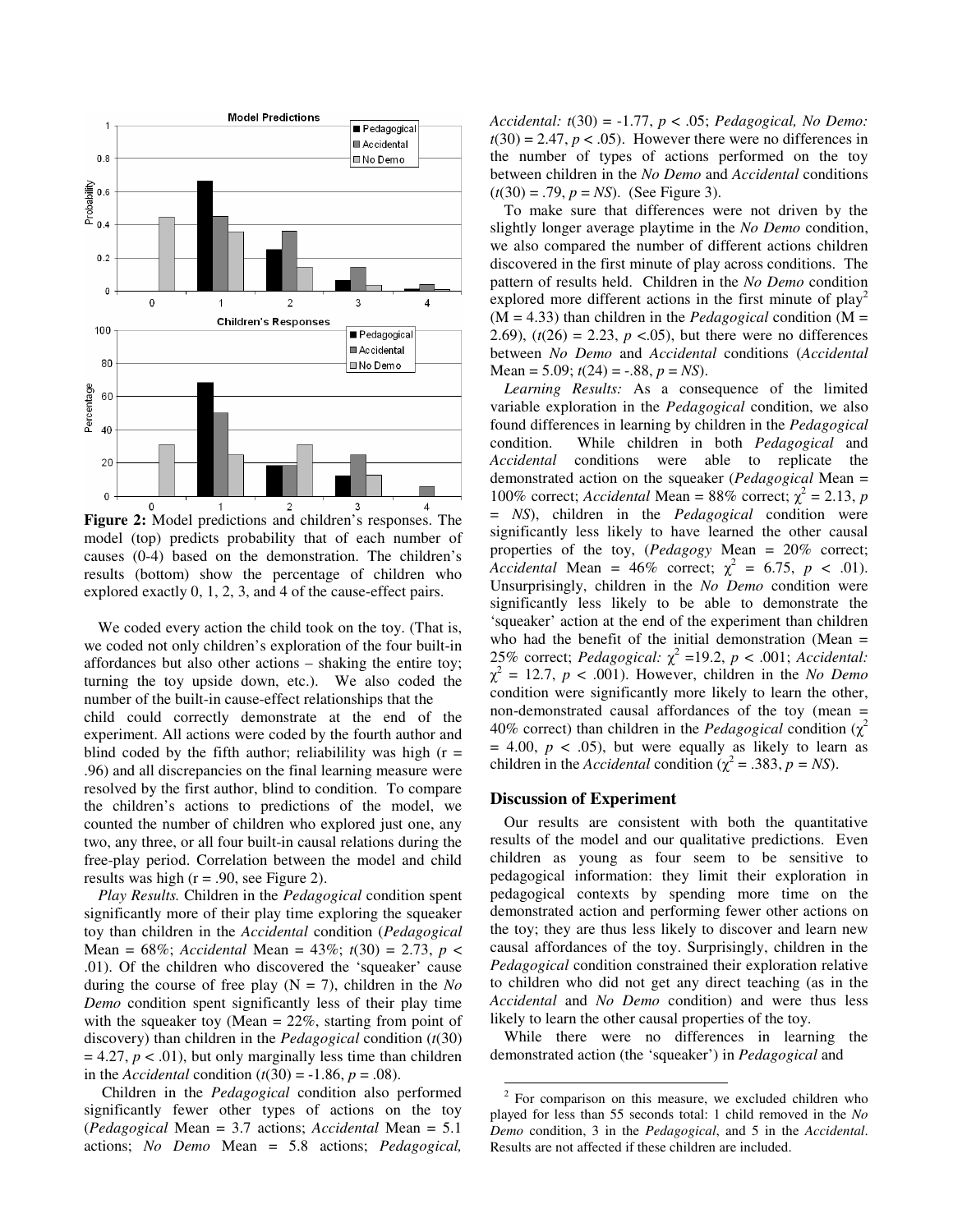**Figure 2:** Model predictions and children's responses. The model (top) predicts probability that of each number of causes (0-4) based on the demonstration. The children's results (bottom) show the percentage of children who explored exactly 0, 1, 2, 3, and 4 of the cause-effect pairs.

We coded every action the child took on the toy. (That is, we coded not only children's exploration of the four built-in affordances but also other actions – shaking the entire toy; turning the toy upside down, etc.). We also coded the number of the built-in cause-effect relationships that the child could correctly demonstrate at the end of the experiment. All actions were coded by the fourth author and blind coded by the fifth author; reliabilility was high (r = .96) and all discrepancies on the final learning measure were resolved by the first author, blind to condition. To compare the children's actions to predictions of the model, we counted the number of children who explored just one, any two, any three, or all four built-in causal relations during the free-play period. Correlation between the model and child results was high (r = .90, see Figure 2).

*Play Results.* Children in the *Pedagogical* condition spent significantly more of their play time exploring the squeaker toy than children in the *Accidental* condition (*Pedagogical* Mean = 68%; *Accidental* Mean = 43%; $t(30) = 2.73$, $p < .01$). Of the children who discovered the 'squeaker' cause during the course of free play (N = 7), children in the *No Demo* condition spent significantly less of their play time with the squeaker toy (Mean = 22%, starting from point of discovery) than children in the *Pedagogical* condition ($t(30) = 4.27$, $p < .01$), but only marginally less time than children in the *Accidental* condition ($t(30) = -1.86$, $p = .08$).

Children in the *Pedagogical* condition also performed significantly fewer other types of actions on the toy (*Pedagogical* Mean = 3.7 actions; *Accidental* Mean = 5.1 actions; *No Demo* Mean = 5.8 actions; *Pedagogical, Accidental:* $t(30) = -1.77$, $p < .05$; *Pedagogical, No Demo:* $t(30) = 2.47$, $p < .05$). However there were no differences in the number of types of actions performed on the toy between children in the *No Demo* and *Accidental* conditions ($t(30) = .79$, $p = NS$). (See Figure 3).

To make sure that differences were not driven by the slightly longer average playtime in the *No Demo* condition, we also compared the number of different actions children discovered in the first minute of play across conditions. The pattern of results held. Children in the *No Demo* condition explored more different actions in the first minute of play[2] (M = 4.33) than children in the *Pedagogical* condition (M = 2.69), ($t(26) = 2.23$, $p < .05$), but there were no differences between *No Demo* and *Accidental* conditions (*Accidental* Mean = 5.09; $t(24) = -.88$, $p = NS$).

*Learning Results:* As a consequence of the limited variable exploration in the *Pedagogical* condition, we also found differences in learning by children in the *Pedagogical* condition. While children in both *Pedagogical* and *Accidental* conditions were able to replicate the demonstrated action on the squeaker (*Pedagogical* Mean = 100% correct; *Accidental* Mean = 88% correct; $\chi^2 = 2.13$, $p = NS$), children in the *Pedagogical* condition were significantly less likely to have learned the other causal properties of the toy, (*Pedagogy* Mean = 20% correct; *Accidental* Mean = 46% correct; $\chi^2 = 6.75$, $p < .01$). Unsurprisingly, children in the *No Demo* condition were significantly less likely to be able to demonstrate the 'squeaker' action at the end of the experiment than children who had the benefit of the initial demonstration (Mean = 25% correct; *Pedagogical:* $\chi^2 = 19.2$, $p < .001$; *Accidental:* $\chi^2 = 12.7$, $p < .001$). However, children in the *No Demo* condition were significantly more likely to learn the other, non-demonstrated causal affordances of the toy (mean = 40% correct) than children in the *Pedagogical* condition ($\chi^2 = 4.00$, $p < .05$), but were equally as likely to learn as children in the *Accidental* condition ($\chi^2 = .383$, $p = NS$).

## Discussion of Experiment

Our results are consistent with both the quantitative results of the model and our qualitative predictions. Even children as young as four seem to be sensitive to pedagogical information: they limit their exploration in pedagogical contexts by spending more time on the demonstrated action and performing fewer other actions on the toy; they are thus less likely to discover and learn new causal affordances of the toy. Surprisingly, children in the *Pedagogical* condition constrained their exploration relative to children who did not get any direct teaching (as in the *Accidental* and *No Demo* condition) and were thus less likely to learn the other causal properties of the toy.

While there were no differences in learning the demonstrated action (the 'squeaker') in *Pedagogical* and

[2] For comparison on this measure, we excluded children who played for less than 55 seconds total: 1 child removed in the *No Demo* condition, 3 in the *Pedagogical*, and 5 in the *Accidental*. Results are not affected if these children are included.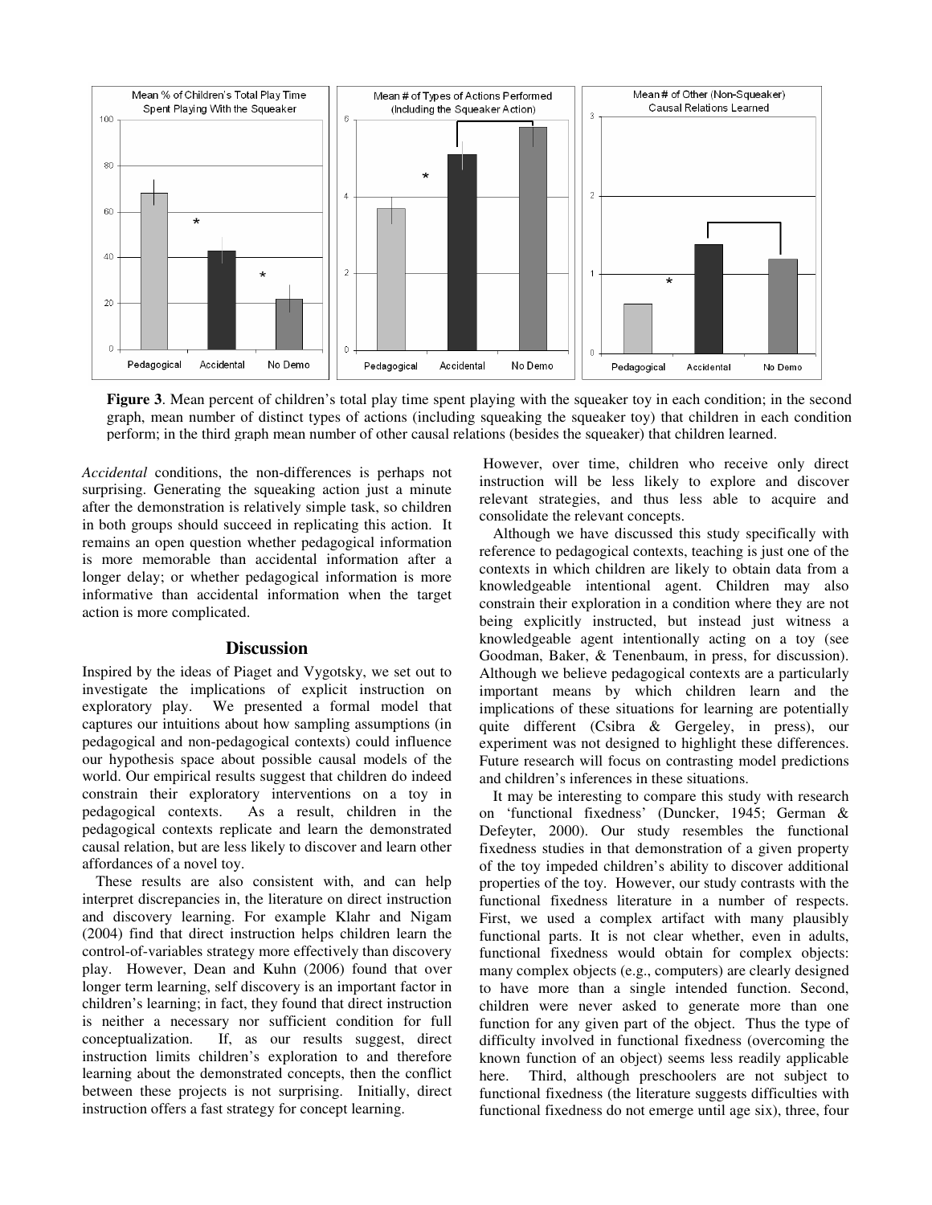**Figure 3**. Mean percent of children's total play time spent playing with the squeaker toy in each condition; in the second graph, mean number of distinct types of actions (including squeaking the squeaker toy) that children in each condition perform; in the third graph mean number of other causal relations (besides the squeaker) that children learned.

*Accidental* conditions, the non-differences is perhaps not surprising. Generating the squeaking action just a minute after the demonstration is relatively simple task, so children in both groups should succeed in replicating this action. It remains an open question whether pedagogical information is more memorable than accidental information after a longer delay; or whether pedagogical information is more informative than accidental information when the target action is more complicated.

## Discussion

Inspired by the ideas of Piaget and Vygotsky, we set out to investigate the implications of explicit instruction on exploratory play. We presented a formal model that captures our intuitions about how sampling assumptions (in pedagogical and non-pedagogical contexts) could influence our hypothesis space about possible causal models of the world. Our empirical results suggest that children do indeed constrain their exploratory interventions on a toy in pedagogical contexts. As a result, children in the pedagogical contexts replicate and learn the demonstrated causal relation, but are less likely to discover and learn other affordances of a novel toy.

These results are also consistent with, and can help interpret discrepancies in, the literature on direct instruction and discovery learning. For example Klahr and Nigam (2004) find that direct instruction helps children learn the control-of-variables strategy more effectively than discovery play. However, Dean and Kuhn (2006) found that over longer term learning, self discovery is an important factor in children's learning; in fact, they found that direct instruction is neither a necessary nor sufficient condition for full conceptualization. If, as our results suggest, direct instruction limits children's exploration to and therefore learning about the demonstrated concepts, then the conflict between these projects is not surprising. Initially, direct instruction offers a fast strategy for concept learning. However, over time, children who receive only direct instruction will be less likely to explore and discover relevant strategies, and thus less able to acquire and consolidate the relevant concepts.

Although we have discussed this study specifically with reference to pedagogical contexts, teaching is just one of the contexts in which children are likely to obtain data from a knowledgeable intentional agent. Children may also constrain their exploration in a condition where they are not being explicitly instructed, but instead just witness a knowledgeable agent intentionally acting on a toy (see Goodman, Baker, & Tenenbaum, in press, for discussion). Although we believe pedagogical contexts are a particularly important means by which children learn and the implications of these situations for learning are potentially quite different (Csibra & Gergeley, in press), our experiment was not designed to highlight these differences. Future research will focus on contrasting model predictions and children's inferences in these situations.

It may be interesting to compare this study with research on 'functional fixedness' (Duncker, 1945; German & Defeyter, 2000). Our study resembles the functional fixedness studies in that demonstration of a given property of the toy impeded children's ability to discover additional properties of the toy. However, our study contrasts with the functional fixedness literature in a number of respects. First, we used a complex artifact with many plausibly functional parts. It is not clear whether, even in adults, functional fixedness would obtain for complex objects: many complex objects (e.g., computers) are clearly designed to have more than a single intended function. Second, children were never asked to generate more than one function for any given part of the object. Thus the type of difficulty involved in functional fixedness (overcoming the known function of an object) seems less readily applicable here. Third, although preschoolers are not subject to functional fixedness (the literature suggests difficulties with functional fixedness do not emerge until age six), three, four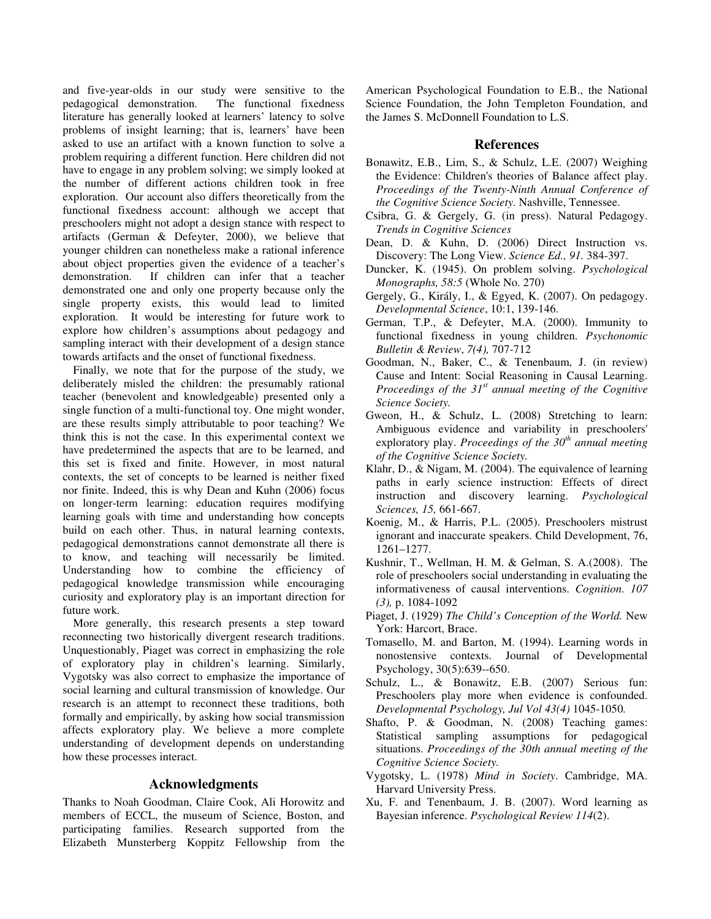and five-year-olds in our study were sensitive to the pedagogical demonstration. The functional fixedness literature has generally looked at learners' latency to solve problems of insight learning; that is, learners' have been asked to use an artifact with a known function to solve a problem requiring a different function. Here children did not have to engage in any problem solving; we simply looked at the number of different actions children took in free exploration. Our account also differs theoretically from the functional fixedness account: although we accept that preschoolers might not adopt a design stance with respect to artifacts (German & Defeyter, 2000), we believe that younger children can nonetheless make a rational inference about object properties given the evidence of a teacher's demonstration. If children can infer that a teacher demonstrated one and only one property because only the single property exists, this would lead to limited exploration. It would be interesting for future work to explore how children's assumptions about pedagogy and sampling interact with their development of a design stance towards artifacts and the onset of functional fixedness.

Finally, we note that for the purpose of the study, we deliberately misled the children: the presumably rational teacher (benevolent and knowledgeable) presented only a single function of a multi-functional toy. One might wonder, are these results simply attributable to poor teaching? We think this is not the case. In this experimental context we have predetermined the aspects that are to be learned, and this set is fixed and finite. However, in most natural contexts, the set of concepts to be learned is neither fixed nor finite. Indeed, this is why Dean and Kuhn (2006) focus on longer-term learning: education requires modifying learning goals with time and understanding how concepts build on each other. Thus, in natural learning contexts, pedagogical demonstrations cannot demonstrate all there is to know, and teaching will necessarily be limited. Understanding how to combine the efficiency of pedagogical knowledge transmission while encouraging curiosity and exploratory play is an important direction for future work.

More generally, this research presents a step toward reconnecting two historically divergent research traditions. Unquestionably, Piaget was correct in emphasizing the role of exploratory play in children's learning. Similarly, Vygotsky was also correct to emphasize the importance of social learning and cultural transmission of knowledge. Our research is an attempt to reconnect these traditions, both formally and empirically, by asking how social transmission affects exploratory play. We believe a more complete understanding of development depends on understanding how these processes interact.

## Acknowledgments

Thanks to Noah Goodman, Claire Cook, Ali Horowitz and members of ECCL, the museum of Science, Boston, and participating families. Research supported from the Elizabeth Munsterberg Koppitz Fellowship from the American Psychological Foundation to E.B., the National Science Foundation, the John Templeton Foundation, and the James S. McDonnell Foundation to L.S.

## References

Bonawitz, E.B., Lim, S., & Schulz, L.E. (2007) Weighing the Evidence: Children's theories of Balance affect play. *Proceedings of the Twenty-Ninth Annual Conference of the Cognitive Science Society.* Nashville, Tennessee.

Csibra, G. & Gergely, G. (in press). Natural Pedagogy. *Trends in Cognitive Sciences*

Dean, D. & Kuhn, D. (2006) Direct Instruction vs. Discovery: The Long View. *Science Ed., 91.* 384-397.

Duncker, K. (1945). On problem solving. *Psychological Monographs, 58:5* (Whole No. 270)

Gergely, G., Király, I., & Egyed, K. (2007). On pedagogy. *Developmental Science*, 10:1, 139-146.

German, T.P., & Defeyter, M.A. (2000). Immunity to functional fixedness in young children. *Psychonomic Bulletin & Review*, *7(4),* 707-712

Goodman, N., Baker, C., & Tenenbaum, J. (in review) Cause and Intent: Social Reasoning in Causal Learning. *Proceedings of the 31st annual meeting of the Cognitive Science Society.*

Gweon, H., & Schulz, L. (2008) Stretching to learn: Ambiguous evidence and variability in preschoolers' exploratory play. *Proceedings of the 30th annual meeting of the Cognitive Science Society.*

Klahr, D., & Nigam, M. (2004). The equivalence of learning paths in early science instruction: Effects of direct instruction and discovery learning. *Psychological Sciences, 15,* 661-667.

Koenig, M., & Harris, P.L. (2005). Preschoolers mistrust ignorant and inaccurate speakers. Child Development, 76, 1261–1277.

Kushnir, T., Wellman, H. M. & Gelman, S. A.(2008). The role of preschoolers social understanding in evaluating the informativeness of causal interventions. *Cognition. 107 (3),* p. 1084-1092

Piaget, J. (1929) *The Child's Conception of the World.* New York: Harcort, Brace.

Tomasello, M. and Barton, M. (1994). Learning words in nonostensive contexts. Journal of Developmental Psychology, 30(5):639--650.

Schulz, L., & Bonawitz, E.B. (2007) Serious fun: Preschoolers play more when evidence is confounded. *Developmental Psychology, Jul Vol 43(4)* 1045-1050*.*

Shafto, P. & Goodman, N. (2008) Teaching games: Statistical sampling assumptions for pedagogical situations. *Proceedings of the 30th annual meeting of the Cognitive Science Society.*

Vygotsky, L. (1978) *Mind in Society*. Cambridge, MA. Harvard University Press.

Xu, F. and Tenenbaum, J. B. (2007). Word learning as Bayesian inference. *Psychological Review 114*(2).